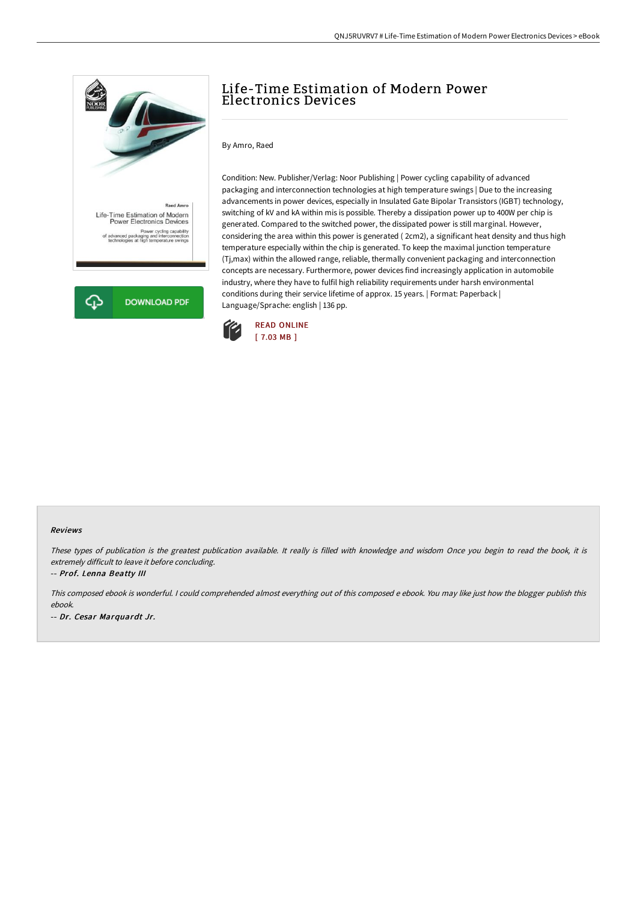# Life-Time Estimation of Modern Power Electronics Devices

By Amro, Raed

Condition: New. Publisher/Verlag: Noor Publishing | Power cycling capability of advanced packaging and interconnection technologies at high temperature swings | Due to the increasing advancements in power devices, especially in Insulated Gate Bipolar Transistors (IGBT) technology, switching of kV and kA within mis is possible. Thereby a dissipation power up to 400W per chip is generated. Compared to the switched power, the dissipated power is still marginal. However, considering the area within this power is generated ( 2cm2), a significant heat density and thus high temperature especially within the chip is generated. To keep the maximal junction temperature (Tj,max) within the allowed range, reliable, thermally convenient packaging and interconnection concepts are necessary. Furthermore, power devices find increasingly application in automobile industry, where they have to fulfil high reliability requirements under harsh environmental conditions during their service lifetime of approx. 15 years. | Format: Paperback | Language/Sprache: english | 136 pp.

DOWNLOAD PDF

READ ONLINE
[ 7.03 MB ]

### Reviews

*These types of publication is the greatest publication available. It really is filled with knowledge and wisdom Once you begin to read the book, it is extremely difficult to leave it before concluding.*

*-- Prof. Lenna Beatty III*

*This composed ebook is wonderful. I could comprehended almost everything out of this composed e ebook. You may like just how the blogger publish this ebook.*

*-- Dr. Cesar Marquardt Jr.*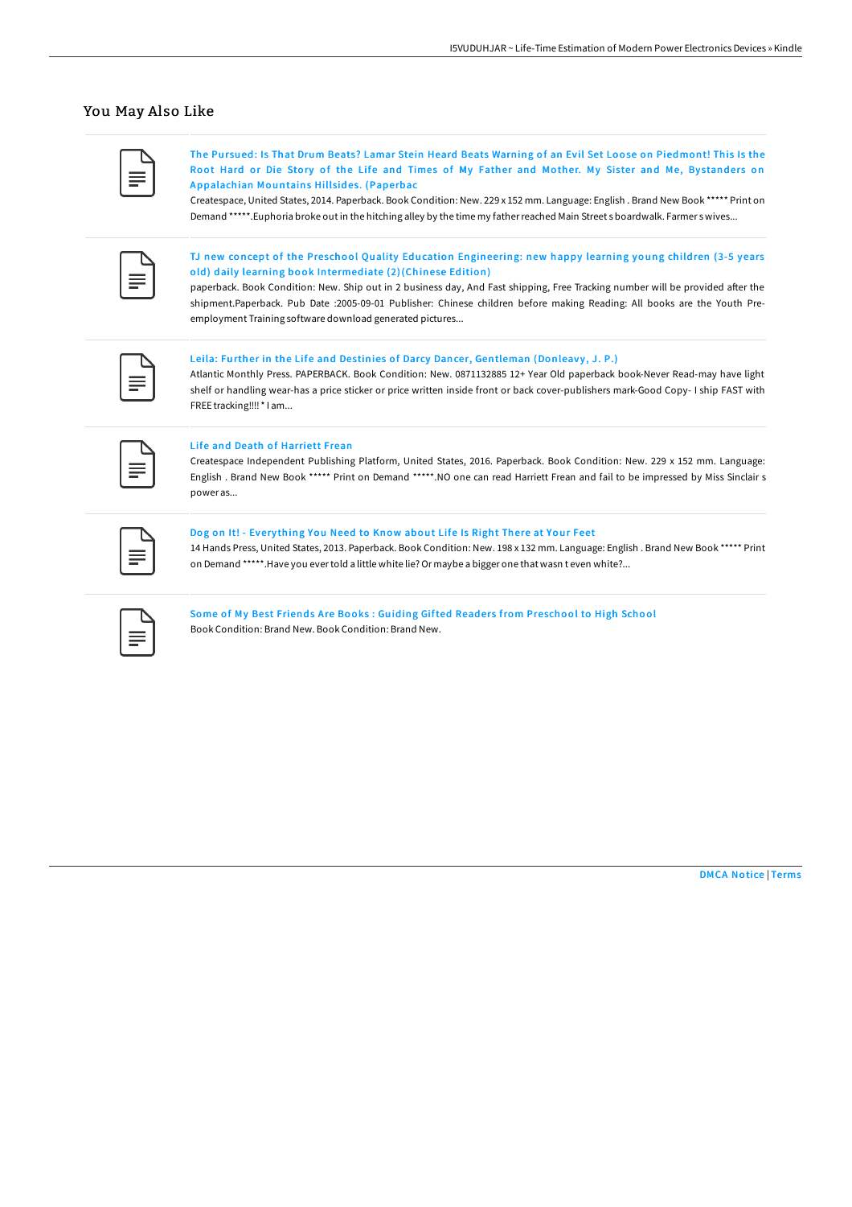## You May Also Like

**The Pursued: Is That Drum Beats? Lamar Stein Heard Beats Warning of an Evil Set Loose on Piedmont! This Is the Root Hard or Die Story of the Life and Times of My Father and Mother. My Sister and Me, Bystanders on Appalachian Mountains Hillsides. (Paperbac**

Createspace, United States, 2014. Paperback. Book Condition: New. 229 x 152 mm. Language: English . Brand New Book ***** Print on Demand *****.Euphoria broke out in the hitching alley by the time my father reached Main Street s boardwalk. Farmer s wives...

**TJ new concept of the Preschool Quality Education Engineering: new happy learning young children (3-5 years old) daily learning book Intermediate (2)(Chinese Edition)**

paperback. Book Condition: New. Ship out in 2 business day, And Fast shipping, Free Tracking number will be provided after the shipment.Paperback. Pub Date :2005-09-01 Publisher: Chinese children before making Reading: All books are the Youth Pre-employment Training software download generated pictures...

**Leila: Further in the Life and Destinies of Darcy Dancer, Gentleman (Donleavy, J. P.)**

Atlantic Monthly Press. PAPERBACK. Book Condition: New. 0871132885 12+ Year Old paperback book-Never Read-may have light shelf or handling wear-has a price sticker or price written inside front or back cover-publishers mark-Good Copy- I ship FAST with FREE tracking!!!! * I am...

**Life and Death of Harriett Frean**

Createspace Independent Publishing Platform, United States, 2016. Paperback. Book Condition: New. 229 x 152 mm. Language: English . Brand New Book ***** Print on Demand *****.NO one can read Harriett Frean and fail to be impressed by Miss Sinclair s power as...

**Dog on It! - Everything You Need to Know about Life Is Right There at Your Feet**

14 Hands Press, United States, 2013. Paperback. Book Condition: New. 198 x 132 mm. Language: English . Brand New Book ***** Print on Demand *****.Have you ever told a little white lie? Or maybe a bigger one that wasn t even white?...

**Some of My Best Friends Are Books : Guiding Gifted Readers from Preschool to High School**

Book Condition: Brand New. Book Condition: Brand New.